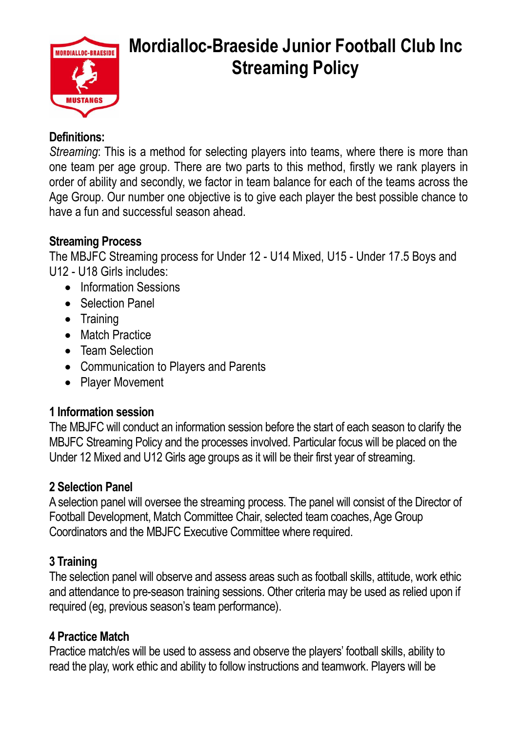# Mordialloc-Braeside Junior Football Club Inc Streaming Policy

**Definitions:**

*Streaming*: This is a method for selecting players into teams, where there is more than one team per age group. There are two parts to this method, firstly we rank players in order of ability and secondly, we factor in team balance for each of the teams across the Age Group. Our number one objective is to give each player the best possible chance to have a fun and successful season ahead.

**Streaming Process**

The MBJFC Streaming process for Under 12 - U14 Mixed, U15 - Under 17.5 Boys and U12 - U18 Girls includes:

- Information Sessions
- Selection Panel
- Training
- Match Practice
- Team Selection
- Communication to Players and Parents
- Player Movement

**1 Information session**

The MBJFC will conduct an information session before the start of each season to clarify the MBJFC Streaming Policy and the processes involved. Particular focus will be placed on the Under 12 Mixed and U12 Girls age groups as it will be their first year of streaming.

**2 Selection Panel**

A selection panel will oversee the streaming process. The panel will consist of the Director of Football Development, Match Committee Chair, selected team coaches, Age Group Coordinators and the MBJFC Executive Committee where required.

**3 Training**

The selection panel will observe and assess areas such as football skills, attitude, work ethic and attendance to pre-season training sessions. Other criteria may be used as relied upon if required (eg, previous season's team performance).

**4 Practice Match**

Practice match/es will be used to assess and observe the players' football skills, ability to read the play, work ethic and ability to follow instructions and teamwork. Players will be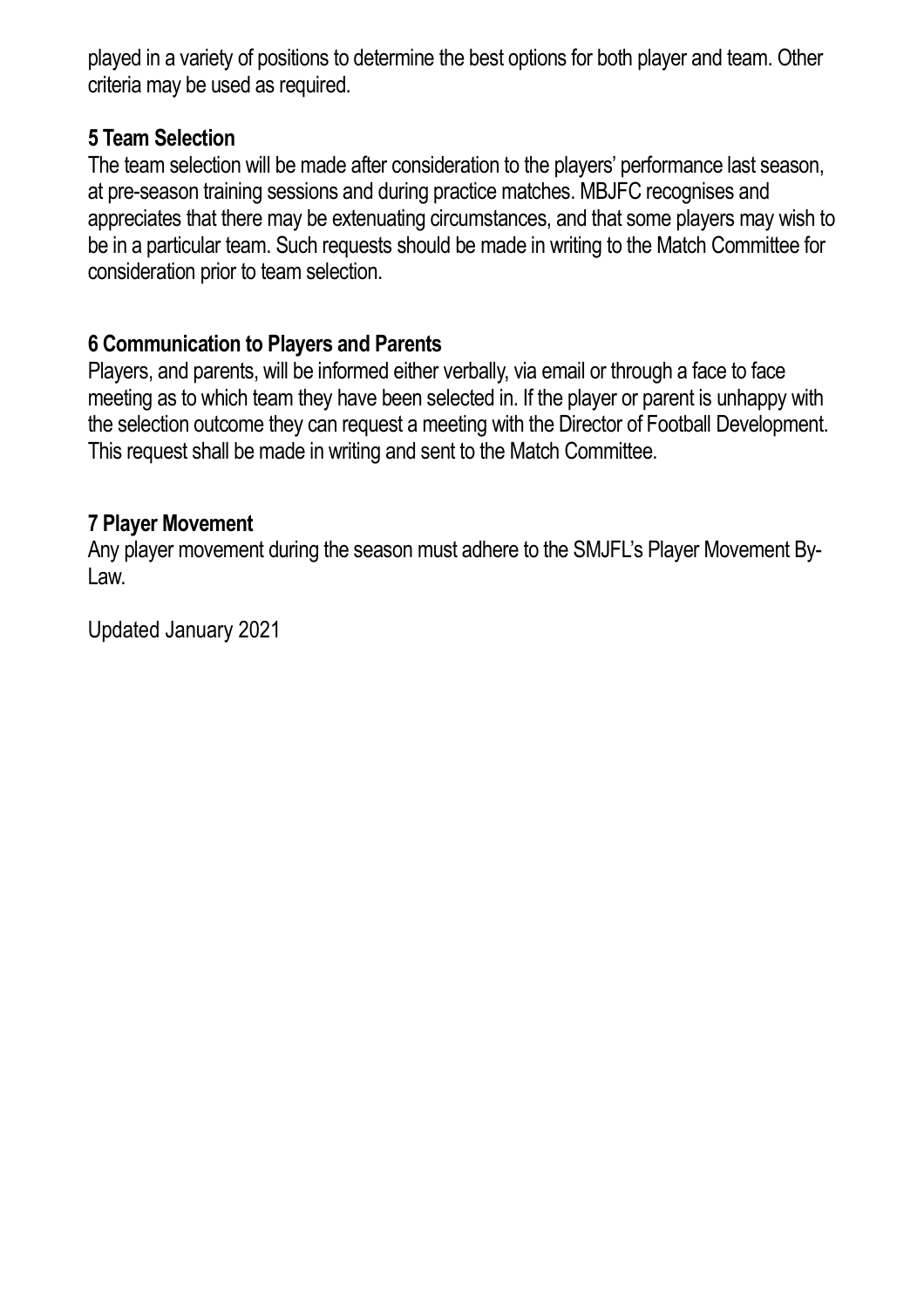played in a variety of positions to determine the best options for both player and team. Other criteria may be used as required.

**5 Team Selection**

The team selection will be made after consideration to the players' performance last season, at pre-season training sessions and during practice matches. MBJFC recognises and appreciates that there may be extenuating circumstances, and that some players may wish to be in a particular team. Such requests should be made in writing to the Match Committee for consideration prior to team selection.

**6 Communication to Players and Parents**

Players, and parents, will be informed either verbally, via email or through a face to face meeting as to which team they have been selected in. If the player or parent is unhappy with the selection outcome they can request a meeting with the Director of Football Development. This request shall be made in writing and sent to the Match Committee.

**7 Player Movement**

Any player movement during the season must adhere to the SMJFL's Player Movement By-Law.

Updated January 2021